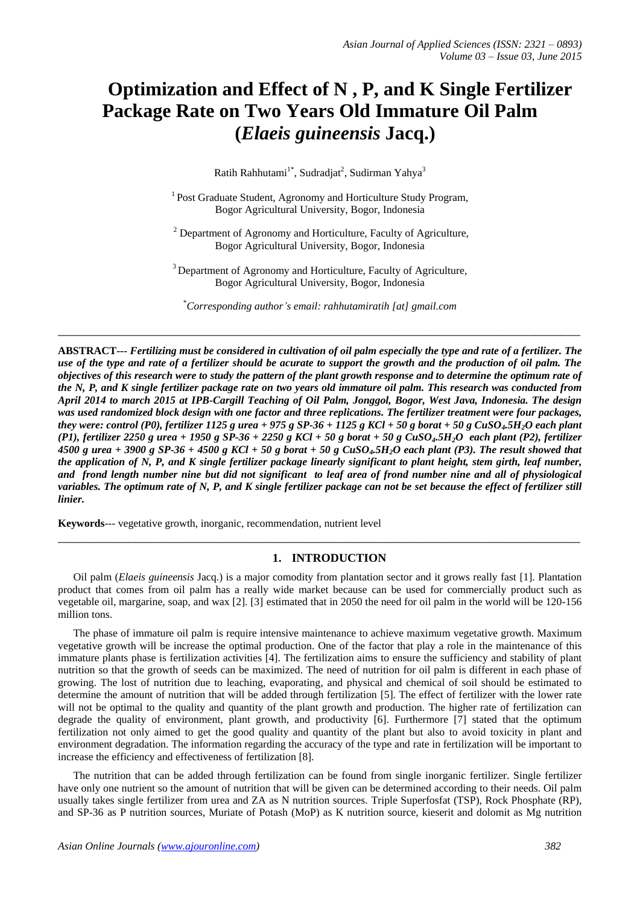# Optimization and Effect of N , P, and K Single Fertilizer Package Rate on Two Years Old Immature Oil Palm (*Elaeis guineensis* Jacq.)

Ratih Rahhutami[1*], Sudradjat[2], Sudirman Yahya[3]

[1] Post Graduate Student, Agronomy and Horticulture Study Program, Bogor Agricultural University, Bogor, Indonesia

[2] Department of Agronomy and Horticulture, Faculty of Agriculture, Bogor Agricultural University, Bogor, Indonesia

[3] Department of Agronomy and Horticulture, Faculty of Agriculture, Bogor Agricultural University, Bogor, Indonesia

[*]*Corresponding author's email: rahhutamiratih [at] gmail.com*

---

**ABSTRACT---** ***Fertilizing must be considered in cultivation of oil palm especially the type and rate of a fertilizer. The use of the type and rate of a fertilizer should be acurate to support the growth and the production of oil palm. The objectives of this research were to study the pattern of the plant growth response and to determine the optimum rate of the N, P, and K single fertilizer package rate on two years old immature oil palm. This research was conducted from April 2014 to march 2015 at IPB-Cargill Teaching of Oil Palm, Jonggol, Bogor, West Java, Indonesia. The design was used randomized block design with one factor and three replications. The fertilizer treatment were four packages, they were: control (P0), fertilizer 1125 g urea + 975 g SP-36 + 1125 g KCl + 50 g borat + 50 g $CuSO_4.5H_2O$ each plant (P1), fertilizer 2250 g urea + 1950 g SP-36 + 2250 g KCl + 50 g borat + 50 g $CuSO_4.5H_2O$ each plant (P2), fertilizer 4500 g urea + 3900 g SP-36 + 4500 g KCl + 50 g borat + 50 g $CuSO_4.5H_2O$ each plant (P3). The result showed that the application of N, P, and K single fertilizer package linearly significant to plant height, stem girth, leaf number, and frond length number nine but did not significant to leaf area of frond number nine and all of physiological variables. The optimum rate of N, P, and K single fertilizer package can not be set because the effect of fertilizer still linier.***

**Keywords**--- vegetative growth, inorganic, recommendation, nutrient level

---

## 1. INTRODUCTION

Oil palm (*Elaeis guineensis* Jacq.) is a major comodity from plantation sector and it grows really fast [1]. Plantation product that comes from oil palm has a really wide market because can be used for commercially product such as vegetable oil, margarine, soap, and wax [2]. [3] estimated that in 2050 the need for oil palm in the world will be 120-156 million tons.

The phase of immature oil palm is require intensive maintenance to achieve maximum vegetative growth. Maximum vegetative growth will be increase the optimal production. One of the factor that play a role in the maintenance of this immature plants phase is fertilization activities [4]. The fertilization aims to ensure the sufficiency and stability of plant nutrition so that the growth of seeds can be maximized. The need of nutrition for oil palm is different in each phase of growing. The lost of nutrition due to leaching, evaporating, and physical and chemical of soil should be estimated to determine the amount of nutrition that will be added through fertilization [5]. The effect of fertilizer with the lower rate will not be optimal to the quality and quantity of the plant growth and production. The higher rate of fertilization can degrade the quality of environment, plant growth, and productivity [6]. Furthermore [7] stated that the optimum fertilization not only aimed to get the good quality and quantity of the plant but also to avoid toxicity in plant and environment degradation. The information regarding the accuracy of the type and rate in fertilization will be important to increase the efficiency and effectiveness of fertilization [8].

The nutrition that can be added through fertilization can be found from single inorganic fertilizer. Single fertilizer have only one nutrient so the amount of nutrition that will be given can be determined according to their needs. Oil palm usually takes single fertilizer from urea and ZA as N nutrition sources. Triple Superfosfat (TSP), Rock Phosphate (RP), and SP-36 as P nutrition sources, Muriate of Potash (MoP) as K nutrition source, kieserit and dolomit as Mg nutrition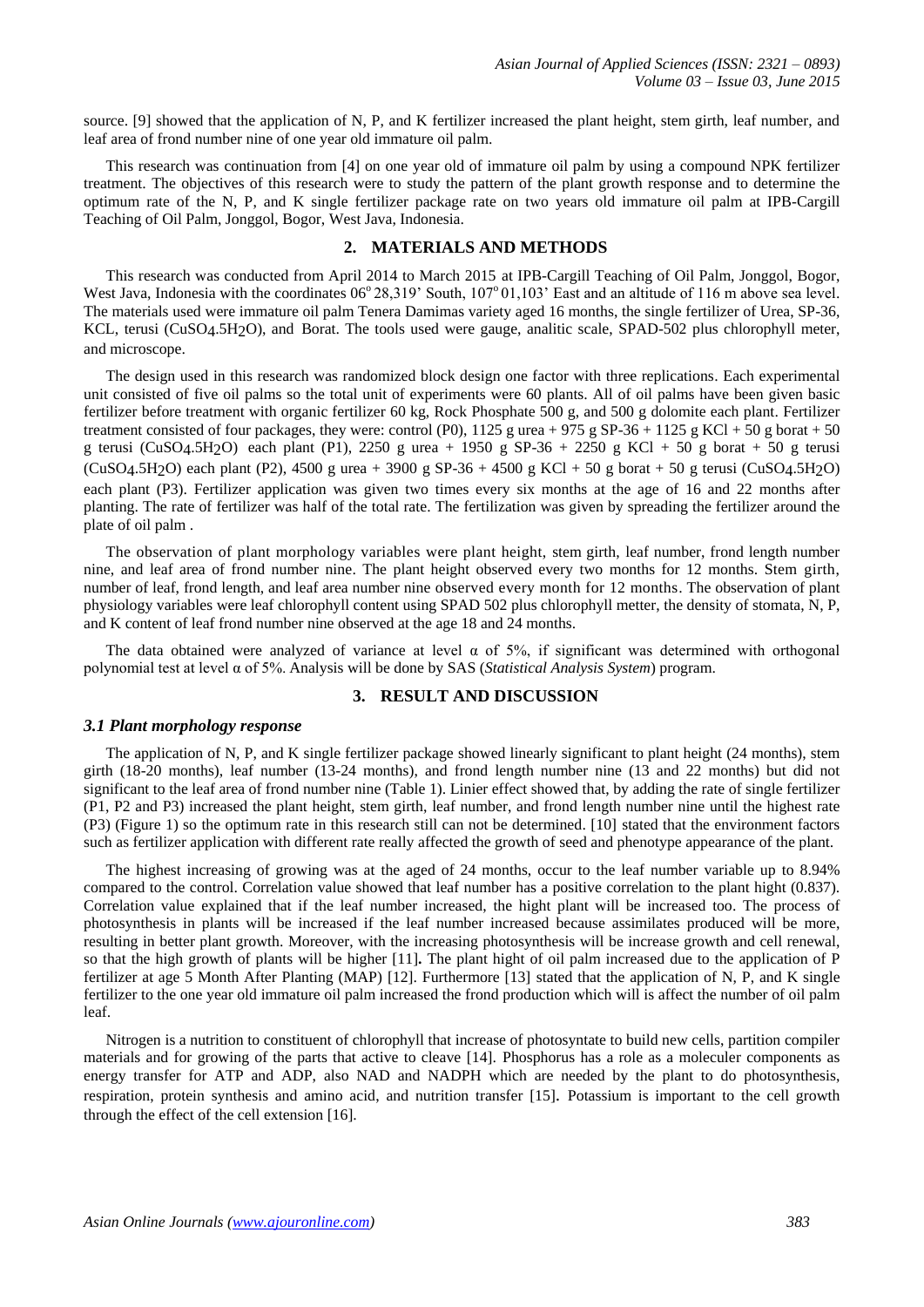source. [9] showed that the application of N, P, and K fertilizer increased the plant height, stem girth, leaf number, and leaf area of frond number nine of one year old immature oil palm.

This research was continuation from [4] on one year old of immature oil palm by using a compound NPK fertilizer treatment. The objectives of this research were to study the pattern of the plant growth response and to determine the optimum rate of the N, P, and K single fertilizer package rate on two years old immature oil palm at IPB-Cargill Teaching of Oil Palm, Jonggol, Bogor, West Java, Indonesia.

## 2. MATERIALS AND METHODS

This research was conducted from April 2014 to March 2015 at IPB-Cargill Teaching of Oil Palm, Jonggol, Bogor, West Java, Indonesia with the coordinates 06° 28,319' South, 107° 01,103' East and an altitude of 116 m above sea level. The materials used were immature oil palm Tenera Damimas variety aged 16 months, the single fertilizer of Urea, SP-36, KCL, terusi ($CuSO_4.5H_2O$), and Borat. The tools used were gauge, analitic scale, SPAD-502 plus chlorophyll meter, and microscope.

The design used in this research was randomized block design one factor with three replications. Each experimental unit consisted of five oil palms so the total unit of experiments were 60 plants. All of oil palms have been given basic fertilizer before treatment with organic fertilizer 60 kg, Rock Phosphate 500 g, and 500 g dolomite each plant. Fertilizer treatment consisted of four packages, they were: control (P0), 1125 g urea + 975 g SP-36 + 1125 g KCl + 50 g borat + 50 g terusi ($CuSO_4.5H_2O$) each plant (P1), 2250 g urea + 1950 g SP-36 + 2250 g KCl + 50 g borat + 50 g terusi ($CuSO_4.5H_2O$) each plant (P2), 4500 g urea + 3900 g SP-36 + 4500 g KCl + 50 g borat + 50 g terusi ($CuSO_4.5H_2O$) each plant (P3). Fertilizer application was given two times every six months at the age of 16 and 22 months after planting. The rate of fertilizer was half of the total rate. The fertilization was given by spreading the fertilizer around the plate of oil palm .

The observation of plant morphology variables were plant height, stem girth, leaf number, frond length number nine, and leaf area of frond number nine. The plant height observed every two months for 12 months. Stem girth, number of leaf, frond length, and leaf area number nine observed every month for 12 months. The observation of plant physiology variables were leaf chlorophyll content using SPAD 502 plus chlorophyll metter, the density of stomata, N, P, and K content of leaf frond number nine observed at the age 18 and 24 months.

The data obtained were analyzed of variance at level α of 5%, if significant was determined with orthogonal polynomial test at level α of 5%. Analysis will be done by SAS (*Statistical Analysis System*) program.

## 3. RESULT AND DISCUSSION

### *3.1 Plant morphology response*

The application of N, P, and K single fertilizer package showed linearly significant to plant height (24 months), stem girth (18-20 months), leaf number (13-24 months), and frond length number nine (13 and 22 months) but did not significant to the leaf area of frond number nine (Table 1). Linier effect showed that, by adding the rate of single fertilizer (P1, P2 and P3) increased the plant height, stem girth, leaf number, and frond length number nine until the highest rate (P3) (Figure 1) so the optimum rate in this research still can not be determined. [10] stated that the environment factors such as fertilizer application with different rate really affected the growth of seed and phenotype appearance of the plant.

The highest increasing of growing was at the aged of 24 months, occur to the leaf number variable up to 8.94% compared to the control. Correlation value showed that leaf number has a positive correlation to the plant hight (0.837). Correlation value explained that if the leaf number increased, the hight plant will be increased too. The process of photosynthesis in plants will be increased if the leaf number increased because assimilates produced will be more, resulting in better plant growth. Moreover, with the increasing photosynthesis will be increase growth and cell renewal, so that the high growth of plants will be higher [11]. The plant hight of oil palm increased due to the application of P fertilizer at age 5 Month After Planting (MAP) [12]. Furthermore [13] stated that the application of N, P, and K single fertilizer to the one year old immature oil palm increased the frond production which will is affect the number of oil palm leaf.

Nitrogen is a nutrition to constituent of chlorophyll that increase of photosyntate to build new cells, partition compiler materials and for growing of the parts that active to cleave [14]. Phosphorus has a role as a moleculer components as energy transfer for ATP and ADP, also NAD and NADPH which are needed by the plant to do photosynthesis, respiration, protein synthesis and amino acid, and nutrition transfer [15]. Potassium is important to the cell growth through the effect of the cell extension [16].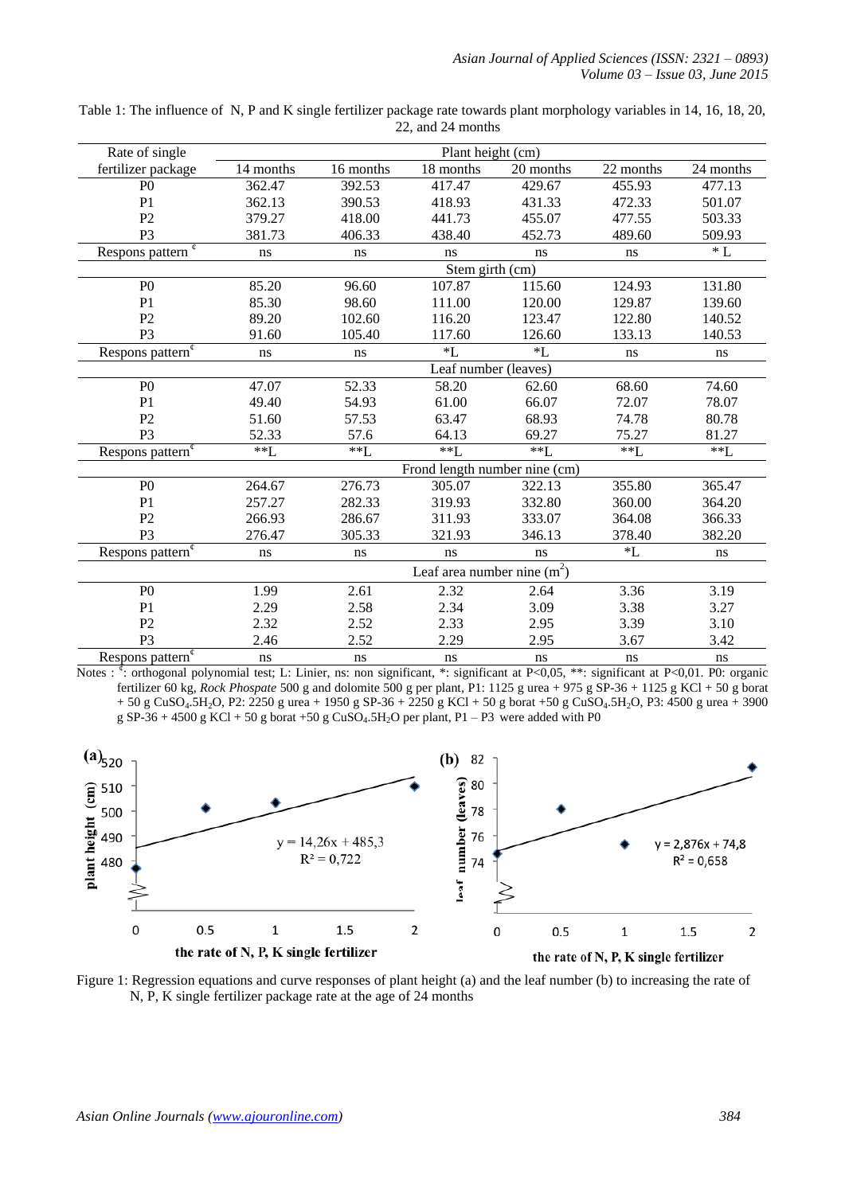Table 1: The influence of N, P and K single fertilizer package rate towards plant morphology variables in 14, 16, 18, 20, 22, and 24 months

| Rate of single fertilizer package | 14 months | 16 months | 18 months | 20 months | 22 months | 24 months |
|---|---|---|---|---|---|---|
| | Plant height (cm) | | | | | |
| P0 | 362.47 | 392.53 | 417.47 | 429.67 | 455.93 | 477.13 |
| P1 | 362.13 | 390.53 | 418.93 | 431.33 | 472.33 | 501.07 |
| P2 | 379.27 | 418.00 | 441.73 | 455.07 | 477.55 | 503.33 |
| P3 | 381.73 | 406.33 | 438.40 | 452.73 | 489.60 | 509.93 |
| Respons pattern [¢] | ns | ns | ns | ns | ns | * L |
| | Stem girth (cm) | | | | | |
| P0 | 85.20 | 96.60 | 107.87 | 115.60 | 124.93 | 131.80 |
| P1 | 85.30 | 98.60 | 111.00 | 120.00 | 129.87 | 139.60 |
| P2 | 89.20 | 102.60 | 116.20 | 123.47 | 122.80 | 140.52 |
| P3 | 91.60 | 105.40 | 117.60 | 126.60 | 133.13 | 140.53 |
| Respons pattern [¢] | ns | ns | *L | *L | ns | ns |
| | Leaf number (leaves) | | | | | |
| P0 | 47.07 | 52.33 | 58.20 | 62.60 | 68.60 | 74.60 |
| P1 | 49.40 | 54.93 | 61.00 | 66.07 | 72.07 | 78.07 |
| P2 | 51.60 | 57.53 | 63.47 | 68.93 | 74.78 | 80.78 |
| P3 | 52.33 | 57.6 | 64.13 | 69.27 | 75.27 | 81.27 |
| Respons pattern [¢] | **L | **L | **L | **L | **L | **L |
| | Frond length number nine (cm) | | | | | |
| P0 | 264.67 | 276.73 | 305.07 | 322.13 | 355.80 | 365.47 |
| P1 | 257.27 | 282.33 | 319.93 | 332.80 | 360.00 | 364.20 |
| P2 | 266.93 | 286.67 | 311.93 | 333.07 | 364.08 | 366.33 |
| P3 | 276.47 | 305.33 | 321.93 | 346.13 | 378.40 | 382.20 |
| Respons pattern [¢] | ns | ns | ns | ns | *L | ns |
| | Leaf area number nine ($m^2$) | | | | | |
| P0 | 1.99 | 2.61 | 2.32 | 2.64 | 3.36 | 3.19 |
| P1 | 2.29 | 2.58 | 2.34 | 3.09 | 3.38 | 3.27 |
| P2 | 2.32 | 2.52 | 2.33 | 2.95 | 3.39 | 3.10 |
| P3 | 2.46 | 2.52 | 2.29 | 2.95 | 3.67 | 3.42 |
| Respons pattern [¢] | ns | ns | ns | ns | ns | ns |

Notes : [¢]: orthogonal polynomial test; L: Linier, ns: non significant, *: significant at P<0,05, **: significant at P<0,01. P0: organic fertilizer 60 kg, *Rock Phospate* 500 g and dolomite 500 g per plant, P1: 1125 g urea + 975 g SP-36 + 1125 g KCl + 50 g borat + 50 g $CuSO_4.5H_2O$, P2: 2250 g urea + 1950 g SP-36 + 2250 g KCl + 50 g borat +50 g $CuSO_4.5H_2O$, P3: 4500 g urea + 3900 g SP-36 + 4500 g KCl + 50 g borat +50 g $CuSO_4.5H_2O$ per plant, P1 – P3 were added with P0

Figure 1: Regression equations and curve responses of plant height (a) and the leaf number (b) to increasing the rate of N, P, K single fertilizer package rate at the age of 24 months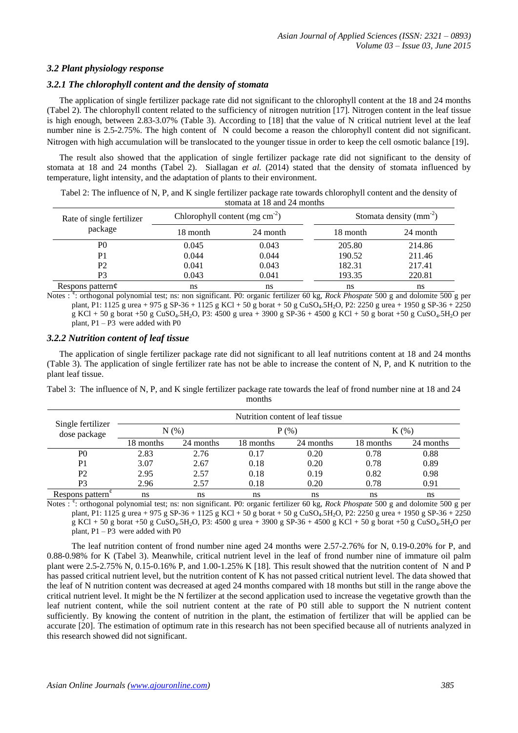### *3.2 Plant physiology response*

### *3.2.1 The chlorophyll content and the density of stomata*

The application of single fertilizer package rate did not significant to the chlorophyll content at the 18 and 24 months (Tabel 2). The chlorophyll content related to the sufficiency of nitrogen nutrition [17]. Nitrogen content in the leaf tissue is high enough, between 2.83-3.07% (Table 3). According to [18] that the value of N critical nutrient level at the leaf number nine is 2.5-2.75%. The high content of N could become a reason the chlorophyll content did not significant. Nitrogen with high accumulation will be translocated to the younger tissue in order to keep the cell osmotic balance [19].

The result also showed that the application of single fertilizer package rate did not significant to the density of stomata at 18 and 24 months (Tabel 2). Siallagan *et al.* (2014) stated that the density of stomata influenced by temperature, light intensity, and the adaptation of plants to their environment.

Tabel 2: The influence of N, P, and K single fertilizer package rate towards chlorophyll content and the density of stomata at 18 and 24 months

| Rate of single fertilizer package | Chlorophyll content (mg $cm^{-2}$) | | Stomata density ($mm^{-2}$) | |
|---|---|---|---|---|
| | 18 month | 24 month | 18 month | 24 month |
| P0 | 0.045 | 0.043 | 205.80 | 214.86 |
| P1 | 0.044 | 0.044 | 190.52 | 211.46 |
| P2 | 0.041 | 0.043 | 182.31 | 217.41 |
| P3 | 0.043 | 0.041 | 193.35 | 220.81 |
| Respons pattern¢ | ns | ns | ns | ns |

Notes : ¢: orthogonal polynomial test; ns: non significant. P0: organic fertilizer 60 kg, *Rock Phospate* 500 g and dolomite 500 g per plant, P1: 1125 g urea + 975 g SP-36 + 1125 g KCl + 50 g borat + 50 g $CuSO_4.5H_2O$, P2: 2250 g urea + 1950 g SP-36 + 2250 g KCl + 50 g borat +50 g $CuSO_4.5H_2O$, P3: 4500 g urea + 3900 g SP-36 + 4500 g KCl + 50 g borat +50 g $CuSO_4.5H_2O$ per plant, P1 – P3 were added with P0

### *3.2.2 Nutrition content of leaf tissue*

The application of single fertilizer package rate did not significant to all leaf nutritions content at 18 and 24 months (Table 3). The application of single fertilizer rate has not be able to increase the content of N, P, and K nutrition to the plant leaf tissue.

Tabel 3: The influence of N, P, and K single fertilizer package rate towards the leaf of frond number nine at 18 and 24 months

| Single fertilizer dose package | Nutrition content of leaf tissue | | | | | |
|---|---|---|---|---|---|---|
| | N (%) | | P (%) | | K (%) | |
| | 18 months | 24 months | 18 months | 24 months | 18 months | 24 months |
| P0 | 2.83 | 2.76 | 0.17 | 0.20 | 0.78 | 0.88 |
| P1 | 3.07 | 2.67 | 0.18 | 0.20 | 0.78 | 0.89 |
| P2 | 2.95 | 2.57 | 0.18 | 0.19 | 0.82 | 0.98 |
| P3 | 2.96 | 2.57 | 0.18 | 0.20 | 0.78 | 0.91 |
| Respons pattern¢ | ns | ns | ns | ns | ns | ns |

Notes : ¢: orthogonal polynomial test; ns: non significant. P0: organic fertilizer 60 kg, *Rock Phospate* 500 g and dolomite 500 g per plant, P1: 1125 g urea + 975 g SP-36 + 1125 g KCl + 50 g borat +50 g $CuSO_4.5H_2O$, P2: 2250 g urea + 1950 g SP-36 + 2250 g KCl + 50 g borat +50 g $CuSO_4.5H_2O$, P3: 4500 g urea + 3900 g SP-36 + 4500 g KCl + 50 g borat +50 g $CuSO_4.5H_2O$ per plant, P1 – P3 were added with P0

The leaf nutrition content of frond number nine aged 24 months were 2.57-2.76% for N, 0.19-0.20% for P, and 0.88-0.98% for K (Tabel 3). Meanwhile, critical nutrient level in the leaf of frond number nine of immature oil palm plant were 2.5-2.75% N, 0.15-0.16% P, and 1.00-1.25% K [18]. This result showed that the nutrition content of N and P has passed critical nutrient level, but the nutrition content of K has not passed critical nutrient level. The data showed that the leaf of N nutrition content was decreased at aged 24 months compared with 18 months but still in the range above the critical nutrient level. It might be the N fertilizer at the second application used to increase the vegetative growth than the leaf nutrient content, while the soil nutrient content at the rate of P0 still able to support the N nutrient content sufficiently. By knowing the content of nutrition in the plant, the estimation of fertilizer that will be applied can be accurate [20]. The estimation of optimum rate in this research has not been specified because all of nutrients analyzed in this research showed did not significant.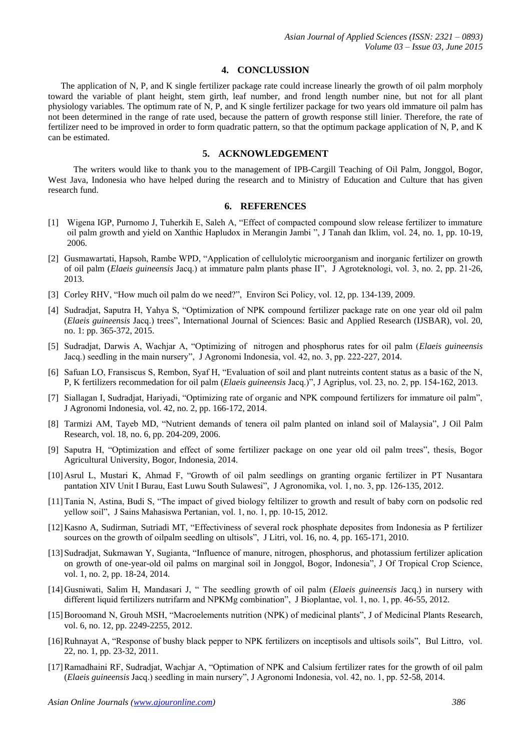## 4. CONCLUSSION

The application of N, P, and K single fertilizer package rate could increase linearly the growth of oil palm morpholy toward the variable of plant height, stem girth, leaf number, and frond length number nine, but not for all plant physiology variables. The optimum rate of N, P, and K single fertilizer package for two years old immature oil palm has not been determined in the range of rate used, because the pattern of growth response still linier. Therefore, the rate of fertilizer need to be improved in order to form quadratic pattern, so that the optimum package application of N, P, and K can be estimated.

## 5. ACKNOWLEDGEMENT

The writers would like to thank you to the management of IPB-Cargill Teaching of Oil Palm, Jonggol, Bogor, West Java, Indonesia who have helped during the research and to Ministry of Education and Culture that has given research fund.

## 6. REFERENCES

[1] Wigena IGP, Purnomo J, Tuherkih E, Saleh A, "Effect of compacted compound slow release fertilizer to immature oil palm growth and yield on Xanthic Hapludox in Merangin Jambi ", J Tanah dan Iklim, vol. 24, no. 1, pp. 10-19, 2006.

[2] Gusmawartati, Hapsoh, Rambe WPD, "Application of cellulolytic microorganism and inorganic fertilizer on growth of oil palm (*Elaeis guineensis* Jacq.) at immature palm plants phase II", J Agroteknologi, vol. 3, no. 2, pp. 21-26, 2013.

[3] Corley RHV, "How much oil palm do we need?", Environ Sci Policy, vol. 12, pp. 134-139, 2009.

[4] Sudradjat, Saputra H, Yahya S, "Optimization of NPK compound fertilizer package rate on one year old oil palm (*Elaeis guineensis* Jacq.) trees", International Journal of Sciences: Basic and Applied Research (IJSBAR), vol. 20, no. 1: pp. 365-372, 2015.

[5] Sudradjat, Darwis A, Wachjar A, "Optimizing of nitrogen and phosphorus rates for oil palm (*Elaeis guineensis* Jacq.) seedling in the main nursery", J Agronomi Indonesia, vol. 42, no. 3, pp. 222-227, 2014.

[6] Safuan LO, Fransiscus S, Rembon, Syaf H, "Evaluation of soil and plant nutreints content status as a basic of the N, P, K fertilizers recommedation for oil palm (*Elaeis guineensis* Jacq.)", J Agriplus, vol. 23, no. 2, pp. 154-162, 2013.

[7] Siallagan I, Sudradjat, Hariyadi, "Optimizing rate of organic and NPK compound fertilizers for immature oil palm", J Agronomi Indonesia, vol. 42, no. 2, pp. 166-172, 2014.

[8] Tarmizi AM, Tayeb MD, "Nutrient demands of tenera oil palm planted on inland soil of Malaysia", J Oil Palm Research, vol. 18, no. 6, pp. 204-209, 2006.

[9] Saputra H, "Optimization and effect of some fertilizer package on one year old oil palm trees", thesis, Bogor Agricultural University, Bogor, Indonesia, 2014.

[10] Asrul L, Mustari K, Ahmad F, "Growth of oil palm seedlings on granting organic fertilizer in PT Nusantara pantation XIV Unit I Burau, East Luwu South Sulawesi", J Agronomika, vol. 1, no. 3, pp. 126-135, 2012.

[11] Tania N, Astina, Budi S, "The impact of gived biology feltilizer to growth and result of baby corn on podsolic red yellow soil", J Sains Mahasiswa Pertanian, vol. 1, no. 1, pp. 10-15, 2012.

[12] Kasno A, Sudirman, Sutriadi MT, "Effectiviness of several rock phosphate deposites from Indonesia as P fertilizer sources on the growth of oilpalm seedling on ultisols", J Litri, vol. 16, no. 4, pp. 165-171, 2010.

[13] Sudradjat, Sukmawan Y, Sugianta, "Influence of manure, nitrogen, phosphorus, and photassium fertilizer aplication on growth of one-year-old oil palms on marginal soil in Jonggol, Bogor, Indonesia", J Of Tropical Crop Science, vol. 1, no. 2, pp. 18-24, 2014.

[14] Gusniwati, Salim H, Mandasari J, " The seedling growth of oil palm (*Elaeis guineensis* Jacq.) in nursery with different liquid fertilizers nutrifarm and NPKMg combination", J Bioplantae, vol. 1, no. 1, pp. 46-55, 2012.

[15] Boroomand N, Grouh MSH, "Macroelements nutrition (NPK) of medicinal plants", J of Medicinal Plants Research, vol. 6, no. 12, pp. 2249-2255, 2012.

[16] Ruhnayat A, "Response of bushy black pepper to NPK fertilizers on inceptisols and ultisols soils", Bul Littro, vol. 22, no. 1, pp. 23-32, 2011.

[17] Ramadhaini RF, Sudradjat, Wachjar A, "Optimation of NPK and Calsium fertilizer rates for the growth of oil palm (*Elaeis guineensis* Jacq.) seedling in main nursery", J Agronomi Indonesia, vol. 42, no. 1, pp. 52-58, 2014.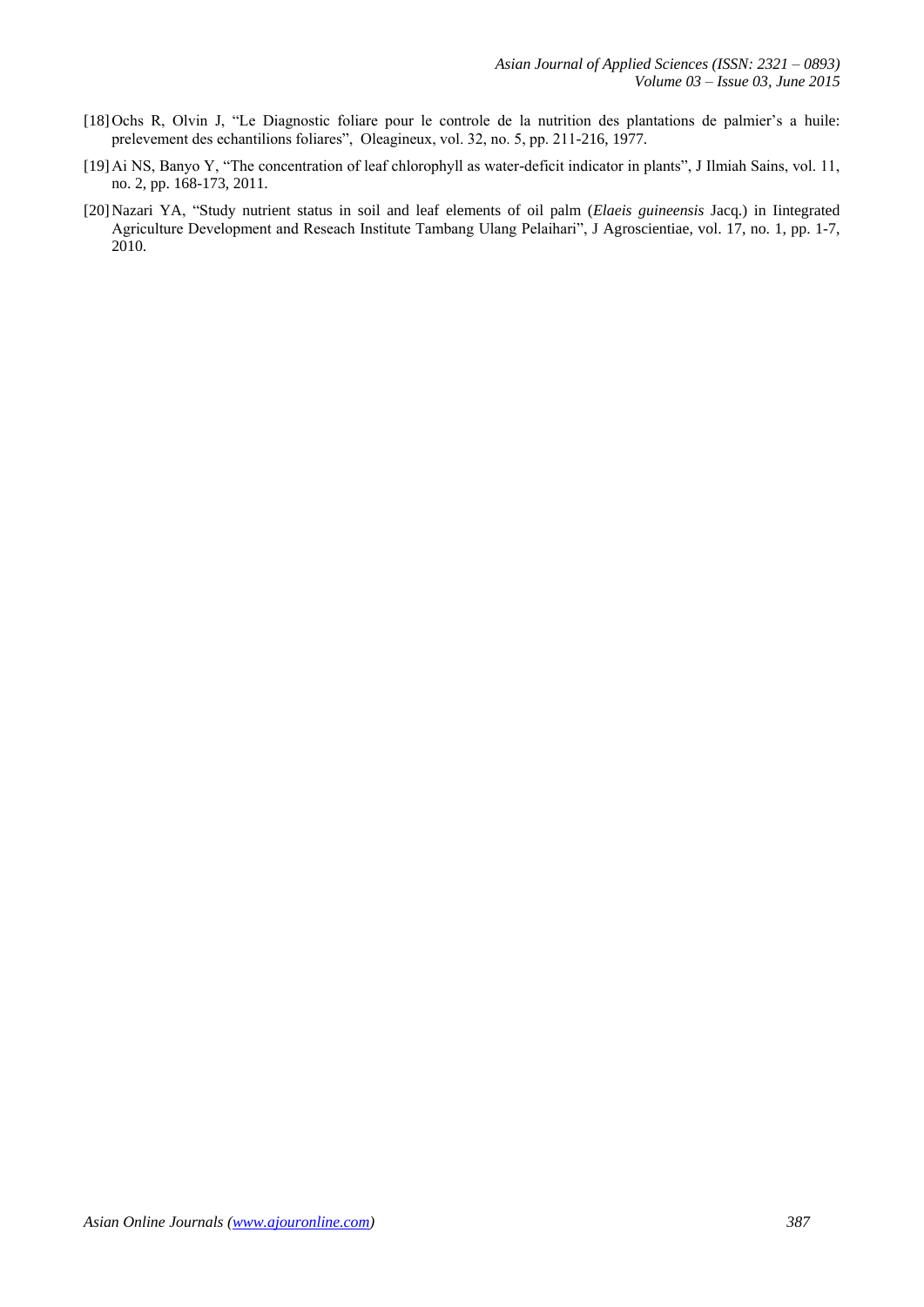[18] Ochs R, Olvin J, "Le Diagnostic foliare pour le controle de la nutrition des plantations de palmier's a huile: prelevement des echantilions foliares", Oleagineux, vol. 32, no. 5, pp. 211-216, 1977.

[19] Ai NS, Banyo Y, "The concentration of leaf chlorophyll as water-deficit indicator in plants", J Ilmiah Sains, vol. 11, no. 2, pp. 168-173, 2011.

[20] Nazari YA, "Study nutrient status in soil and leaf elements of oil palm (*Elaeis guineensis* Jacq.) in Iintegrated Agriculture Development and Reseach Institute Tambang Ulang Pelaihari", J Agroscientiae, vol. 17, no. 1, pp. 1-7, 2010.